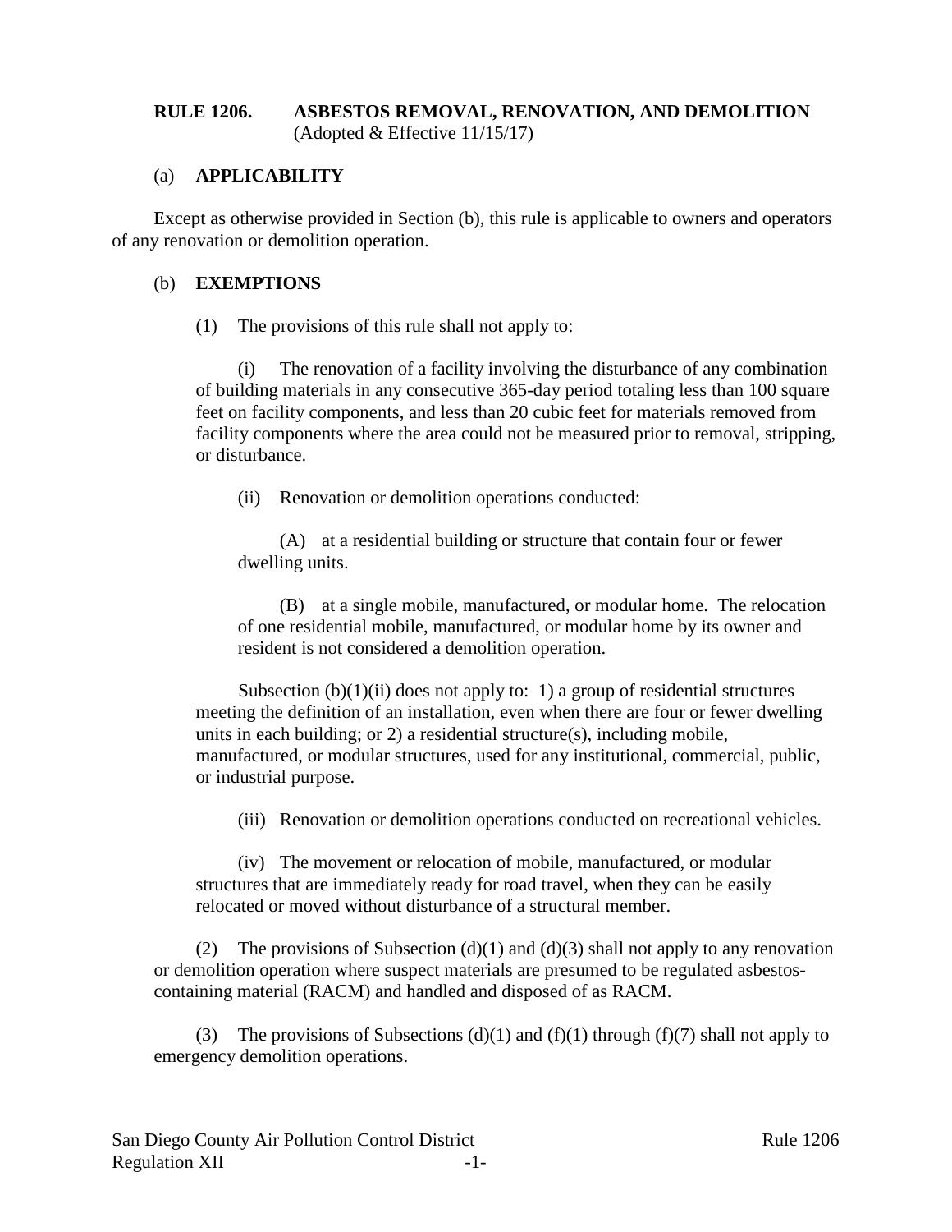# RULE 1206. ASBESTOS REMOVAL, RENOVATION, AND DEMOLITION

(Adopted & Effective 11/15/17)

## (a) APPLICABILITY

Except as otherwise provided in Section (b), this rule is applicable to owners and operators of any renovation or demolition operation.

## (b) EXEMPTIONS

(1) The provisions of this rule shall not apply to:

(i) The renovation of a facility involving the disturbance of any combination of building materials in any consecutive 365-day period totaling less than 100 square feet on facility components, and less than 20 cubic feet for materials removed from facility components where the area could not be measured prior to removal, stripping, or disturbance.

(ii) Renovation or demolition operations conducted:

(A) at a residential building or structure that contain four or fewer dwelling units.

(B) at a single mobile, manufactured, or modular home. The relocation of one residential mobile, manufactured, or modular home by its owner and resident is not considered a demolition operation.

Subsection (b)(1)(ii) does not apply to: 1) a group of residential structures meeting the definition of an installation, even when there are four or fewer dwelling units in each building; or 2) a residential structure(s), including mobile, manufactured, or modular structures, used for any institutional, commercial, public, or industrial purpose.

(iii) Renovation or demolition operations conducted on recreational vehicles.

(iv) The movement or relocation of mobile, manufactured, or modular structures that are immediately ready for road travel, when they can be easily relocated or moved without disturbance of a structural member.

(2) The provisions of Subsection (d)(1) and (d)(3) shall not apply to any renovation or demolition operation where suspect materials are presumed to be regulated asbestos-containing material (RACM) and handled and disposed of as RACM.

(3) The provisions of Subsections (d)(1) and (f)(1) through (f)(7) shall not apply to emergency demolition operations.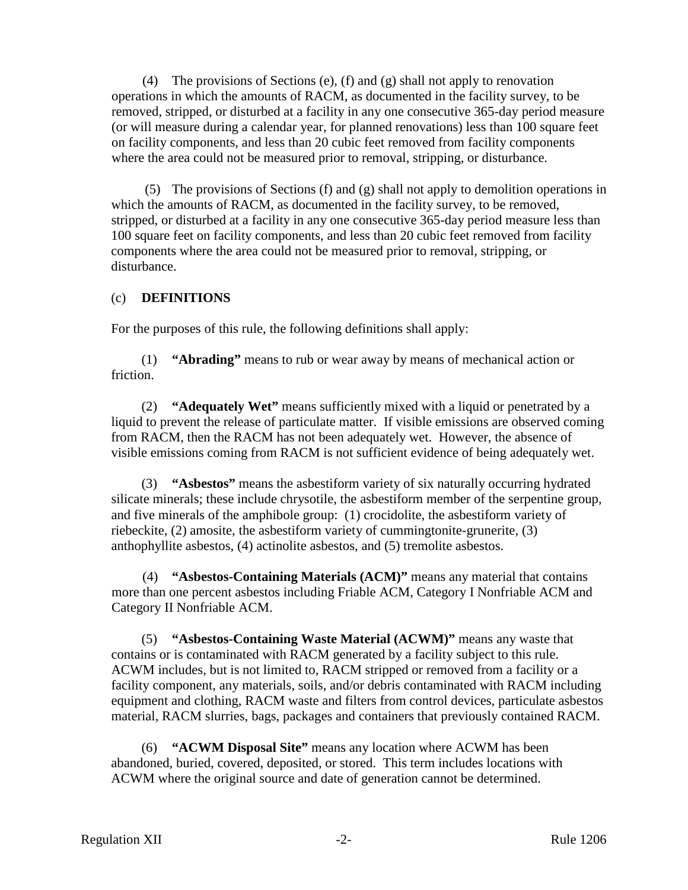(4) The provisions of Sections (e), (f) and (g) shall not apply to renovation operations in which the amounts of RACM, as documented in the facility survey, to be removed, stripped, or disturbed at a facility in any one consecutive 365-day period measure (or will measure during a calendar year, for planned renovations) less than 100 square feet on facility components, and less than 20 cubic feet removed from facility components where the area could not be measured prior to removal, stripping, or disturbance.

(5) The provisions of Sections (f) and (g) shall not apply to demolition operations in which the amounts of RACM, as documented in the facility survey, to be removed, stripped, or disturbed at a facility in any one consecutive 365-day period measure less than 100 square feet on facility components, and less than 20 cubic feet removed from facility components where the area could not be measured prior to removal, stripping, or disturbance.

## (c) DEFINITIONS

For the purposes of this rule, the following definitions shall apply:

(1) **"Abrading"** means to rub or wear away by means of mechanical action or friction.

(2) **"Adequately Wet"** means sufficiently mixed with a liquid or penetrated by a liquid to prevent the release of particulate matter. If visible emissions are observed coming from RACM, then the RACM has not been adequately wet. However, the absence of visible emissions coming from RACM is not sufficient evidence of being adequately wet.

(3) **"Asbestos"** means the asbestiform variety of six naturally occurring hydrated silicate minerals; these include chrysotile, the asbestiform member of the serpentine group, and five minerals of the amphibole group: (1) crocidolite, the asbestiform variety of riebeckite, (2) amosite, the asbestiform variety of cummingtonite-grunerite, (3) anthophyllite asbestos, (4) actinolite asbestos, and (5) tremolite asbestos.

(4) **"Asbestos-Containing Materials (ACM)"** means any material that contains more than one percent asbestos including Friable ACM, Category I Nonfriable ACM and Category II Nonfriable ACM.

(5) **"Asbestos-Containing Waste Material (ACWM)"** means any waste that contains or is contaminated with RACM generated by a facility subject to this rule. ACWM includes, but is not limited to, RACM stripped or removed from a facility or a facility component, any materials, soils, and/or debris contaminated with RACM including equipment and clothing, RACM waste and filters from control devices, particulate asbestos material, RACM slurries, bags, packages and containers that previously contained RACM.

(6) **"ACWM Disposal Site"** means any location where ACWM has been abandoned, buried, covered, deposited, or stored. This term includes locations with ACWM where the original source and date of generation cannot be determined.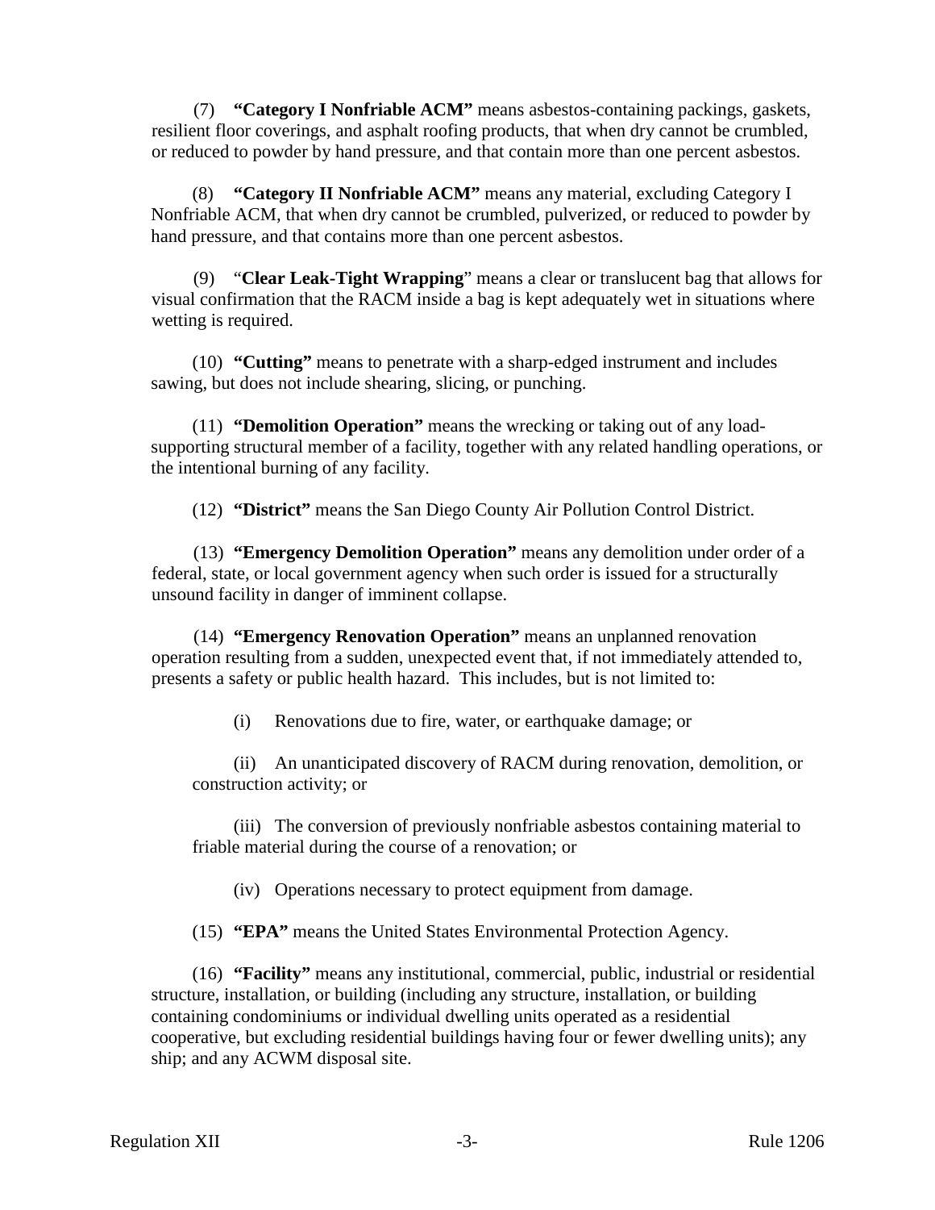(7) **"Category I Nonfriable ACM"** means asbestos-containing packings, gaskets, resilient floor coverings, and asphalt roofing products, that when dry cannot be crumbled, or reduced to powder by hand pressure, and that contain more than one percent asbestos.

(8) **"Category II Nonfriable ACM"** means any material, excluding Category I Nonfriable ACM, that when dry cannot be crumbled, pulverized, or reduced to powder by hand pressure, and that contains more than one percent asbestos.

(9) "**Clear Leak-Tight Wrapping**" means a clear or translucent bag that allows for visual confirmation that the RACM inside a bag is kept adequately wet in situations where wetting is required.

(10) **"Cutting"** means to penetrate with a sharp-edged instrument and includes sawing, but does not include shearing, slicing, or punching.

(11) **"Demolition Operation"** means the wrecking or taking out of any load-supporting structural member of a facility, together with any related handling operations, or the intentional burning of any facility.

(12) **"District"** means the San Diego County Air Pollution Control District.

(13) **"Emergency Demolition Operation"** means any demolition under order of a federal, state, or local government agency when such order is issued for a structurally unsound facility in danger of imminent collapse.

(14) **"Emergency Renovation Operation"** means an unplanned renovation operation resulting from a sudden, unexpected event that, if not immediately attended to, presents a safety or public health hazard. This includes, but is not limited to:

(i) Renovations due to fire, water, or earthquake damage; or

(ii) An unanticipated discovery of RACM during renovation, demolition, or construction activity; or

(iii) The conversion of previously nonfriable asbestos containing material to friable material during the course of a renovation; or

(iv) Operations necessary to protect equipment from damage.

(15) **"EPA"** means the United States Environmental Protection Agency.

(16) **"Facility"** means any institutional, commercial, public, industrial or residential structure, installation, or building (including any structure, installation, or building containing condominiums or individual dwelling units operated as a residential cooperative, but excluding residential buildings having four or fewer dwelling units); any ship; and any ACWM disposal site.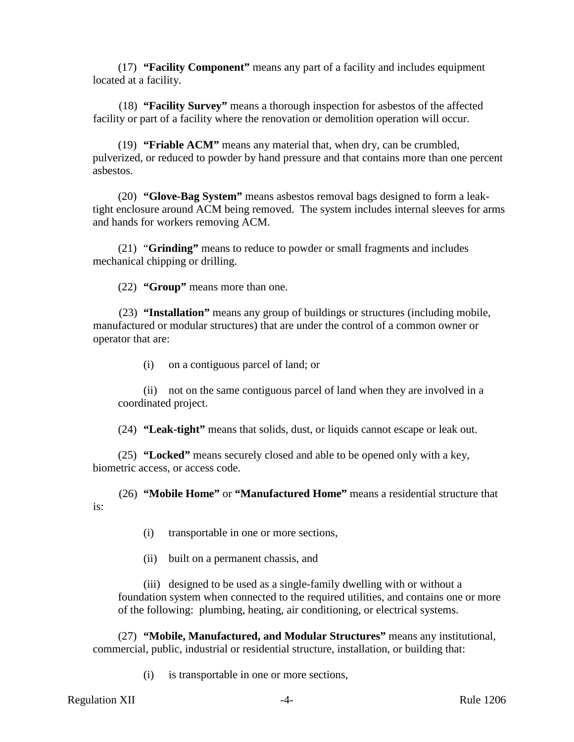(17) **"Facility Component"** means any part of a facility and includes equipment located at a facility.

(18) **"Facility Survey"** means a thorough inspection for asbestos of the affected facility or part of a facility where the renovation or demolition operation will occur.

(19) **"Friable ACM"** means any material that, when dry, can be crumbled, pulverized, or reduced to powder by hand pressure and that contains more than one percent asbestos.

(20) **"Glove-Bag System"** means asbestos removal bags designed to form a leak-tight enclosure around ACM being removed. The system includes internal sleeves for arms and hands for workers removing ACM.

(21) "**Grinding"** means to reduce to powder or small fragments and includes mechanical chipping or drilling.

(22) **"Group"** means more than one.

(23) **"Installation"** means any group of buildings or structures (including mobile, manufactured or modular structures) that are under the control of a common owner or operator that are:

(i) on a contiguous parcel of land; or

(ii) not on the same contiguous parcel of land when they are involved in a coordinated project.

(24) **"Leak-tight"** means that solids, dust, or liquids cannot escape or leak out.

(25) **"Locked"** means securely closed and able to be opened only with a key, biometric access, or access code.

(26) **"Mobile Home"** or **"Manufactured Home"** means a residential structure that is:

(i) transportable in one or more sections,

(ii) built on a permanent chassis, and

(iii) designed to be used as a single-family dwelling with or without a foundation system when connected to the required utilities, and contains one or more of the following: plumbing, heating, air conditioning, or electrical systems.

(27) **"Mobile, Manufactured, and Modular Structures"** means any institutional, commercial, public, industrial or residential structure, installation, or building that:

(i) is transportable in one or more sections,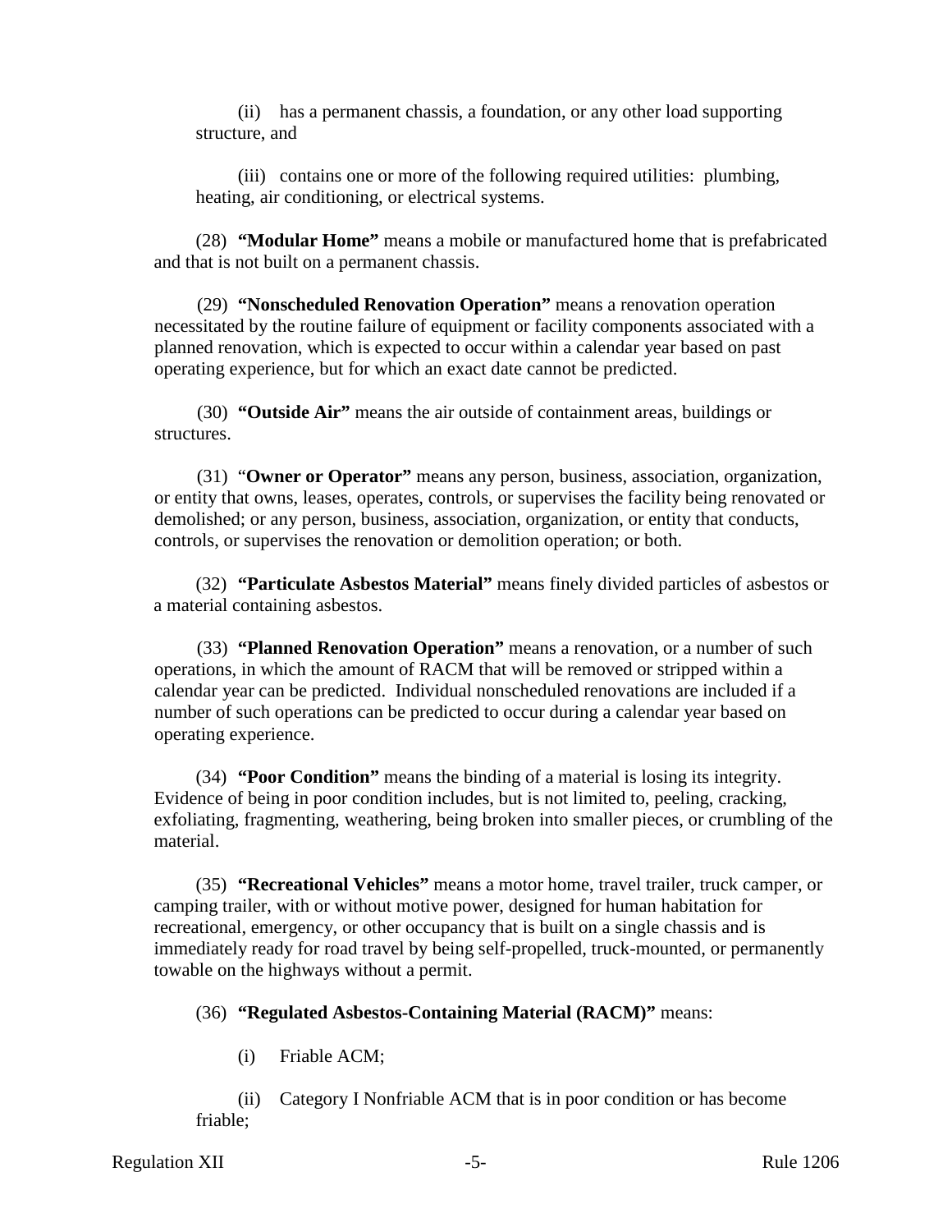(ii) has a permanent chassis, a foundation, or any other load supporting structure, and

(iii) contains one or more of the following required utilities: plumbing, heating, air conditioning, or electrical systems.

(28) **"Modular Home"** means a mobile or manufactured home that is prefabricated and that is not built on a permanent chassis.

(29) **"Nonscheduled Renovation Operation"** means a renovation operation necessitated by the routine failure of equipment or facility components associated with a planned renovation, which is expected to occur within a calendar year based on past operating experience, but for which an exact date cannot be predicted.

(30) **"Outside Air"** means the air outside of containment areas, buildings or structures.

(31) "**Owner or Operator"** means any person, business, association, organization, or entity that owns, leases, operates, controls, or supervises the facility being renovated or demolished; or any person, business, association, organization, or entity that conducts, controls, or supervises the renovation or demolition operation; or both.

(32) **"Particulate Asbestos Material"** means finely divided particles of asbestos or a material containing asbestos.

(33) **"Planned Renovation Operation"** means a renovation, or a number of such operations, in which the amount of RACM that will be removed or stripped within a calendar year can be predicted. Individual nonscheduled renovations are included if a number of such operations can be predicted to occur during a calendar year based on operating experience.

(34) **"Poor Condition"** means the binding of a material is losing its integrity. Evidence of being in poor condition includes, but is not limited to, peeling, cracking, exfoliating, fragmenting, weathering, being broken into smaller pieces, or crumbling of the material.

(35) **"Recreational Vehicles"** means a motor home, travel trailer, truck camper, or camping trailer, with or without motive power, designed for human habitation for recreational, emergency, or other occupancy that is built on a single chassis and is immediately ready for road travel by being self-propelled, truck-mounted, or permanently towable on the highways without a permit.

(36) **"Regulated Asbestos-Containing Material (RACM)"** means:

(i) Friable ACM;

(ii) Category I Nonfriable ACM that is in poor condition or has become friable;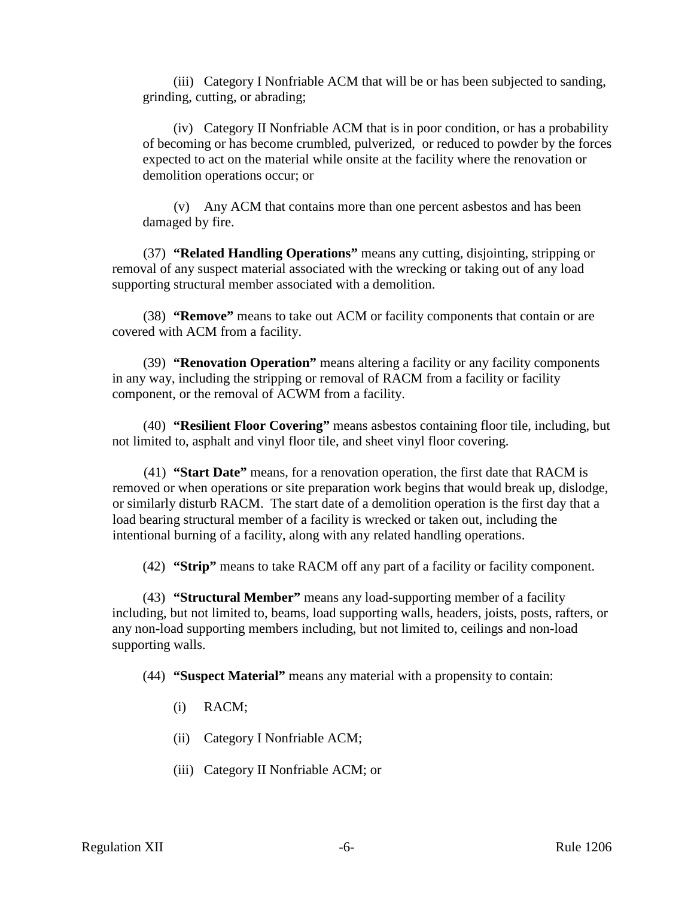(iii) Category I Nonfriable ACM that will be or has been subjected to sanding, grinding, cutting, or abrading;

(iv) Category II Nonfriable ACM that is in poor condition, or has a probability of becoming or has become crumbled, pulverized, or reduced to powder by the forces expected to act on the material while onsite at the facility where the renovation or demolition operations occur; or

(v) Any ACM that contains more than one percent asbestos and has been damaged by fire.

(37) **"Related Handling Operations"** means any cutting, disjointing, stripping or removal of any suspect material associated with the wrecking or taking out of any load supporting structural member associated with a demolition.

(38) **"Remove"** means to take out ACM or facility components that contain or are covered with ACM from a facility.

(39) **"Renovation Operation"** means altering a facility or any facility components in any way, including the stripping or removal of RACM from a facility or facility component, or the removal of ACWM from a facility.

(40) **"Resilient Floor Covering"** means asbestos containing floor tile, including, but not limited to, asphalt and vinyl floor tile, and sheet vinyl floor covering.

(41) **"Start Date"** means, for a renovation operation, the first date that RACM is removed or when operations or site preparation work begins that would break up, dislodge, or similarly disturb RACM. The start date of a demolition operation is the first day that a load bearing structural member of a facility is wrecked or taken out, including the intentional burning of a facility, along with any related handling operations.

(42) **"Strip"** means to take RACM off any part of a facility or facility component.

(43) **"Structural Member"** means any load-supporting member of a facility including, but not limited to, beams, load supporting walls, headers, joists, posts, rafters, or any non-load supporting members including, but not limited to, ceilings and non-load supporting walls.

(44) **"Suspect Material"** means any material with a propensity to contain:

(i) RACM;

(ii) Category I Nonfriable ACM;

(iii) Category II Nonfriable ACM; or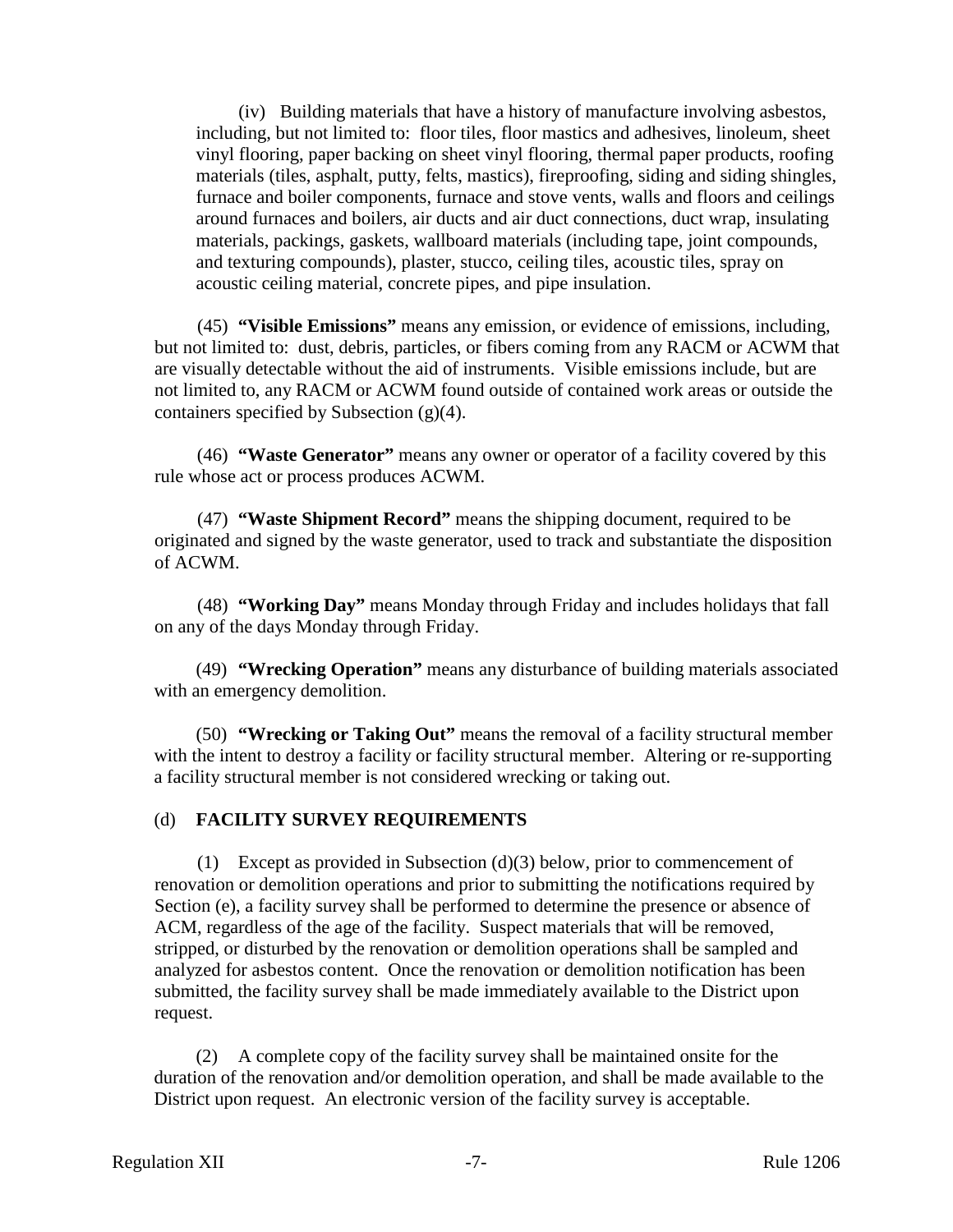(iv) Building materials that have a history of manufacture involving asbestos, including, but not limited to: floor tiles, floor mastics and adhesives, linoleum, sheet vinyl flooring, paper backing on sheet vinyl flooring, thermal paper products, roofing materials (tiles, asphalt, putty, felts, mastics), fireproofing, siding and siding shingles, furnace and boiler components, furnace and stove vents, walls and floors and ceilings around furnaces and boilers, air ducts and air duct connections, duct wrap, insulating materials, packings, gaskets, wallboard materials (including tape, joint compounds, and texturing compounds), plaster, stucco, ceiling tiles, acoustic tiles, spray on acoustic ceiling material, concrete pipes, and pipe insulation.

(45) **"Visible Emissions"** means any emission, or evidence of emissions, including, but not limited to: dust, debris, particles, or fibers coming from any RACM or ACWM that are visually detectable without the aid of instruments. Visible emissions include, but are not limited to, any RACM or ACWM found outside of contained work areas or outside the containers specified by Subsection (g)(4).

(46) **"Waste Generator"** means any owner or operator of a facility covered by this rule whose act or process produces ACWM.

(47) **"Waste Shipment Record"** means the shipping document, required to be originated and signed by the waste generator, used to track and substantiate the disposition of ACWM.

(48) **"Working Day"** means Monday through Friday and includes holidays that fall on any of the days Monday through Friday.

(49) **"Wrecking Operation"** means any disturbance of building materials associated with an emergency demolition.

(50) **"Wrecking or Taking Out"** means the removal of a facility structural member with the intent to destroy a facility or facility structural member. Altering or re-supporting a facility structural member is not considered wrecking or taking out.

## (d) FACILITY SURVEY REQUIREMENTS

(1) Except as provided in Subsection (d)(3) below, prior to commencement of renovation or demolition operations and prior to submitting the notifications required by Section (e), a facility survey shall be performed to determine the presence or absence of ACM, regardless of the age of the facility. Suspect materials that will be removed, stripped, or disturbed by the renovation or demolition operations shall be sampled and analyzed for asbestos content. Once the renovation or demolition notification has been submitted, the facility survey shall be made immediately available to the District upon request.

(2) A complete copy of the facility survey shall be maintained onsite for the duration of the renovation and/or demolition operation, and shall be made available to the District upon request. An electronic version of the facility survey is acceptable.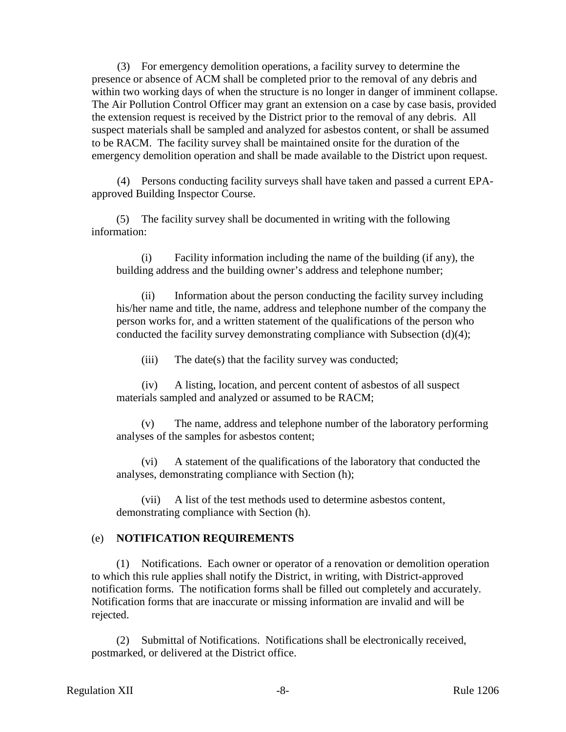(3) For emergency demolition operations, a facility survey to determine the presence or absence of ACM shall be completed prior to the removal of any debris and within two working days of when the structure is no longer in danger of imminent collapse. The Air Pollution Control Officer may grant an extension on a case by case basis, provided the extension request is received by the District prior to the removal of any debris. All suspect materials shall be sampled and analyzed for asbestos content, or shall be assumed to be RACM. The facility survey shall be maintained onsite for the duration of the emergency demolition operation and shall be made available to the District upon request.

(4) Persons conducting facility surveys shall have taken and passed a current EPA-approved Building Inspector Course.

(5) The facility survey shall be documented in writing with the following information:

(i) Facility information including the name of the building (if any), the building address and the building owner's address and telephone number;

(ii) Information about the person conducting the facility survey including his/her name and title, the name, address and telephone number of the company the person works for, and a written statement of the qualifications of the person who conducted the facility survey demonstrating compliance with Subsection (d)(4);

(iii) The date(s) that the facility survey was conducted;

(iv) A listing, location, and percent content of asbestos of all suspect materials sampled and analyzed or assumed to be RACM;

(v) The name, address and telephone number of the laboratory performing analyses of the samples for asbestos content;

(vi) A statement of the qualifications of the laboratory that conducted the analyses, demonstrating compliance with Section (h);

(vii) A list of the test methods used to determine asbestos content, demonstrating compliance with Section (h).

## (e) NOTIFICATION REQUIREMENTS

(1) Notifications. Each owner or operator of a renovation or demolition operation to which this rule applies shall notify the District, in writing, with District-approved notification forms. The notification forms shall be filled out completely and accurately. Notification forms that are inaccurate or missing information are invalid and will be rejected.

(2) Submittal of Notifications. Notifications shall be electronically received, postmarked, or delivered at the District office.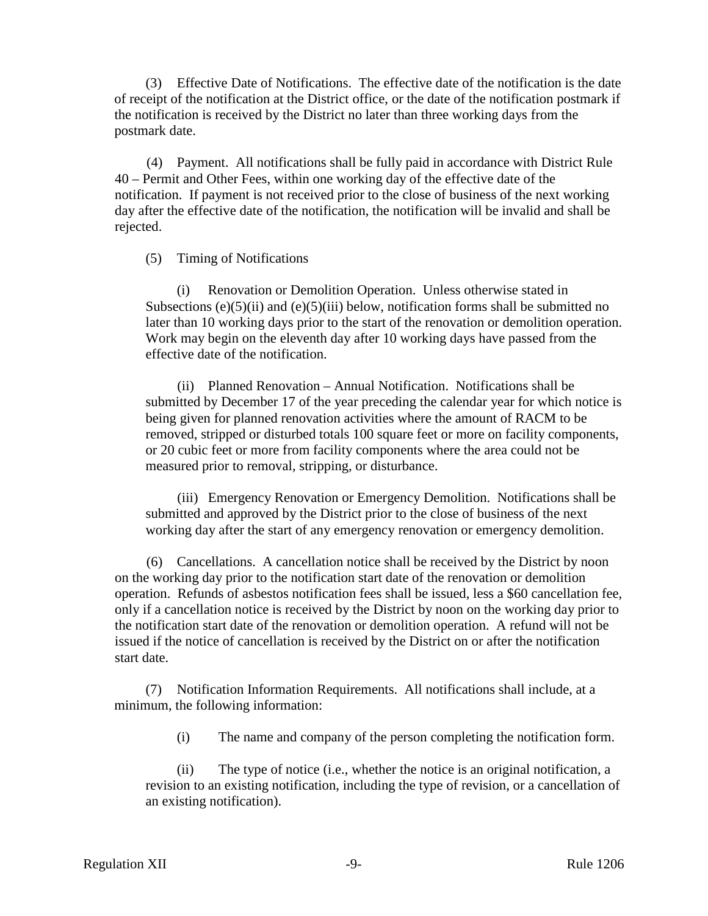(3) Effective Date of Notifications. The effective date of the notification is the date of receipt of the notification at the District office, or the date of the notification postmark if the notification is received by the District no later than three working days from the postmark date.

(4) Payment. All notifications shall be fully paid in accordance with District Rule 40 – Permit and Other Fees, within one working day of the effective date of the notification. If payment is not received prior to the close of business of the next working day after the effective date of the notification, the notification will be invalid and shall be rejected.

(5) Timing of Notifications

(i) Renovation or Demolition Operation. Unless otherwise stated in Subsections (e)(5)(ii) and (e)(5)(iii) below, notification forms shall be submitted no later than 10 working days prior to the start of the renovation or demolition operation. Work may begin on the eleventh day after 10 working days have passed from the effective date of the notification.

(ii) Planned Renovation – Annual Notification. Notifications shall be submitted by December 17 of the year preceding the calendar year for which notice is being given for planned renovation activities where the amount of RACM to be removed, stripped or disturbed totals 100 square feet or more on facility components, or 20 cubic feet or more from facility components where the area could not be measured prior to removal, stripping, or disturbance.

(iii) Emergency Renovation or Emergency Demolition. Notifications shall be submitted and approved by the District prior to the close of business of the next working day after the start of any emergency renovation or emergency demolition.

(6) Cancellations. A cancellation notice shall be received by the District by noon on the working day prior to the notification start date of the renovation or demolition operation. Refunds of asbestos notification fees shall be issued, less a $60 cancellation fee, only if a cancellation notice is received by the District by noon on the working day prior to the notification start date of the renovation or demolition operation. A refund will not be issued if the notice of cancellation is received by the District on or after the notification start date.

(7) Notification Information Requirements. All notifications shall include, at a minimum, the following information:

(i) The name and company of the person completing the notification form.

(ii) The type of notice (i.e., whether the notice is an original notification, a revision to an existing notification, including the type of revision, or a cancellation of an existing notification).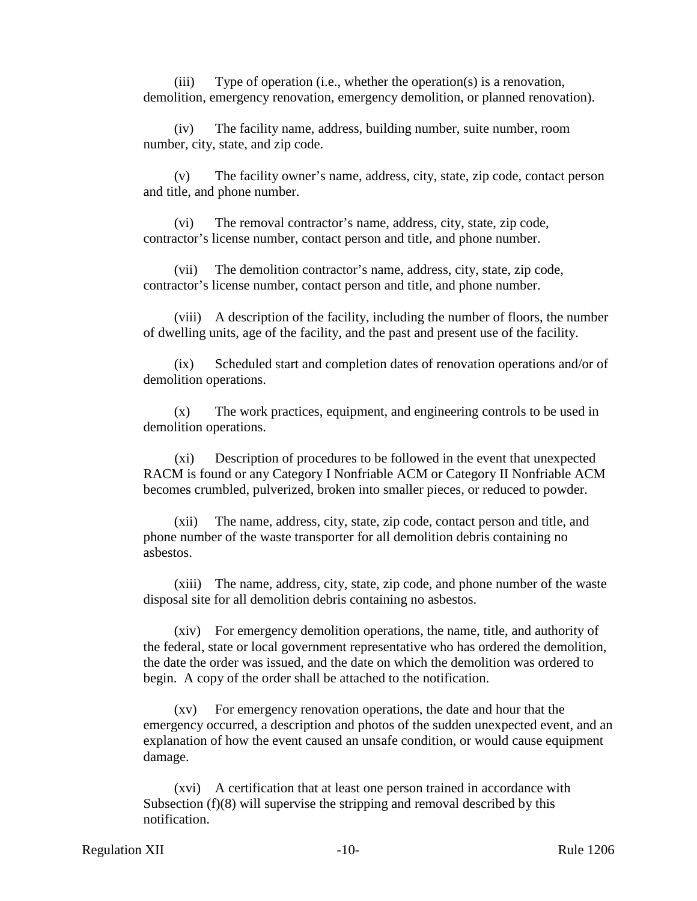(iii) Type of operation (i.e., whether the operation(s) is a renovation, demolition, emergency renovation, emergency demolition, or planned renovation).

(iv) The facility name, address, building number, suite number, room number, city, state, and zip code.

(v) The facility owner's name, address, city, state, zip code, contact person and title, and phone number.

(vi) The removal contractor's name, address, city, state, zip code, contractor's license number, contact person and title, and phone number.

(vii) The demolition contractor's name, address, city, state, zip code, contractor's license number, contact person and title, and phone number.

(viii) A description of the facility, including the number of floors, the number of dwelling units, age of the facility, and the past and present use of the facility.

(ix) Scheduled start and completion dates of renovation operations and/or of demolition operations.

(x) The work practices, equipment, and engineering controls to be used in demolition operations.

(xi) Description of procedures to be followed in the event that unexpected RACM is found or any Category I Nonfriable ACM or Category II Nonfriable ACM becomes crumbled, pulverized, broken into smaller pieces, or reduced to powder.

(xii) The name, address, city, state, zip code, contact person and title, and phone number of the waste transporter for all demolition debris containing no asbestos.

(xiii) The name, address, city, state, zip code, and phone number of the waste disposal site for all demolition debris containing no asbestos.

(xiv) For emergency demolition operations, the name, title, and authority of the federal, state or local government representative who has ordered the demolition, the date the order was issued, and the date on which the demolition was ordered to begin. A copy of the order shall be attached to the notification.

(xv) For emergency renovation operations, the date and hour that the emergency occurred, a description and photos of the sudden unexpected event, and an explanation of how the event caused an unsafe condition, or would cause equipment damage.

(xvi) A certification that at least one person trained in accordance with Subsection (f)(8) will supervise the stripping and removal described by this notification.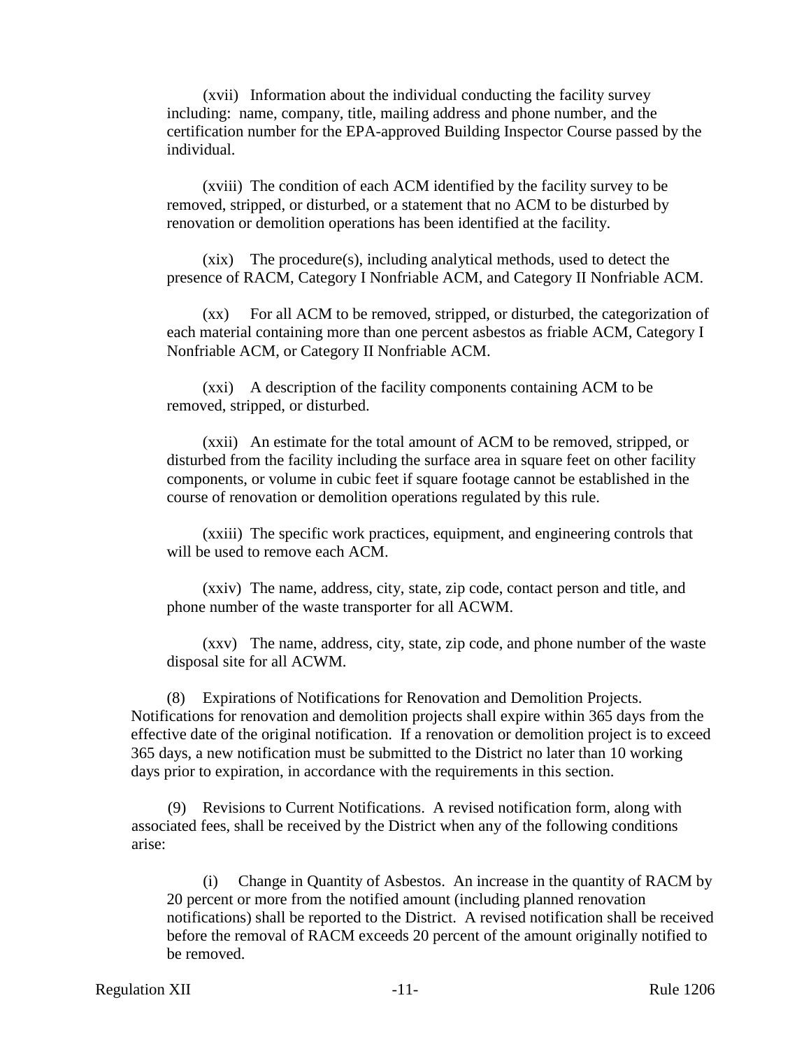(xvii) Information about the individual conducting the facility survey including: name, company, title, mailing address and phone number, and the certification number for the EPA-approved Building Inspector Course passed by the individual.

(xviii) The condition of each ACM identified by the facility survey to be removed, stripped, or disturbed, or a statement that no ACM to be disturbed by renovation or demolition operations has been identified at the facility.

(xix) The procedure(s), including analytical methods, used to detect the presence of RACM, Category I Nonfriable ACM, and Category II Nonfriable ACM.

(xx) For all ACM to be removed, stripped, or disturbed, the categorization of each material containing more than one percent asbestos as friable ACM, Category I Nonfriable ACM, or Category II Nonfriable ACM.

(xxi) A description of the facility components containing ACM to be removed, stripped, or disturbed.

(xxii) An estimate for the total amount of ACM to be removed, stripped, or disturbed from the facility including the surface area in square feet on other facility components, or volume in cubic feet if square footage cannot be established in the course of renovation or demolition operations regulated by this rule.

(xxiii) The specific work practices, equipment, and engineering controls that will be used to remove each ACM.

(xxiv) The name, address, city, state, zip code, contact person and title, and phone number of the waste transporter for all ACWM.

(xxv) The name, address, city, state, zip code, and phone number of the waste disposal site for all ACWM.

(8) Expirations of Notifications for Renovation and Demolition Projects. Notifications for renovation and demolition projects shall expire within 365 days from the effective date of the original notification. If a renovation or demolition project is to exceed 365 days, a new notification must be submitted to the District no later than 10 working days prior to expiration, in accordance with the requirements in this section.

(9) Revisions to Current Notifications. A revised notification form, along with associated fees, shall be received by the District when any of the following conditions arise:

(i) Change in Quantity of Asbestos. An increase in the quantity of RACM by 20 percent or more from the notified amount (including planned renovation notifications) shall be reported to the District. A revised notification shall be received before the removal of RACM exceeds 20 percent of the amount originally notified to be removed.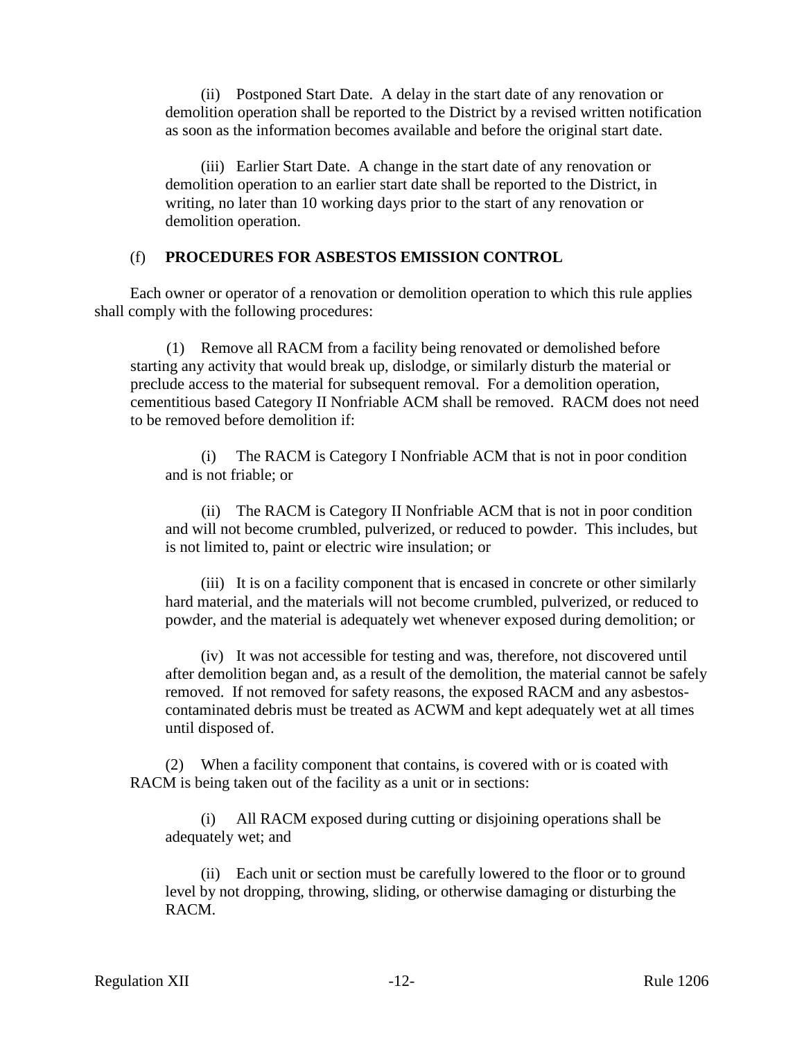(ii) Postponed Start Date. A delay in the start date of any renovation or demolition operation shall be reported to the District by a revised written notification as soon as the information becomes available and before the original start date.

(iii) Earlier Start Date. A change in the start date of any renovation or demolition operation to an earlier start date shall be reported to the District, in writing, no later than 10 working days prior to the start of any renovation or demolition operation.

## (f) PROCEDURES FOR ASBESTOS EMISSION CONTROL

Each owner or operator of a renovation or demolition operation to which this rule applies shall comply with the following procedures:

(1) Remove all RACM from a facility being renovated or demolished before starting any activity that would break up, dislodge, or similarly disturb the material or preclude access to the material for subsequent removal. For a demolition operation, cementitious based Category II Nonfriable ACM shall be removed. RACM does not need to be removed before demolition if:

(i) The RACM is Category I Nonfriable ACM that is not in poor condition and is not friable; or

(ii) The RACM is Category II Nonfriable ACM that is not in poor condition and will not become crumbled, pulverized, or reduced to powder. This includes, but is not limited to, paint or electric wire insulation; or

(iii) It is on a facility component that is encased in concrete or other similarly hard material, and the materials will not become crumbled, pulverized, or reduced to powder, and the material is adequately wet whenever exposed during demolition; or

(iv) It was not accessible for testing and was, therefore, not discovered until after demolition began and, as a result of the demolition, the material cannot be safely removed. If not removed for safety reasons, the exposed RACM and any asbestos-contaminated debris must be treated as ACWM and kept adequately wet at all times until disposed of.

(2) When a facility component that contains, is covered with or is coated with RACM is being taken out of the facility as a unit or in sections:

(i) All RACM exposed during cutting or disjoining operations shall be adequately wet; and

(ii) Each unit or section must be carefully lowered to the floor or to ground level by not dropping, throwing, sliding, or otherwise damaging or disturbing the RACM.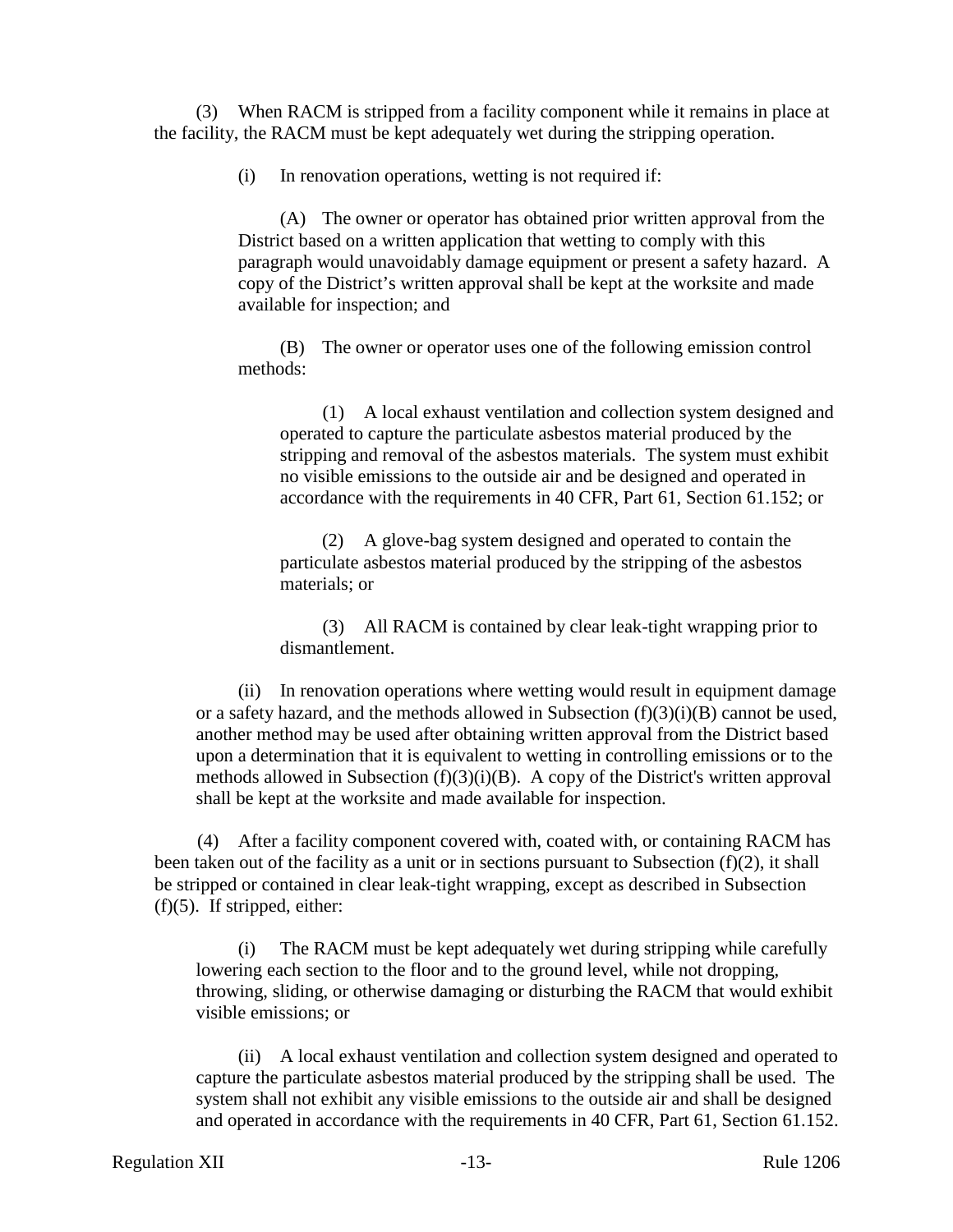(3) When RACM is stripped from a facility component while it remains in place at the facility, the RACM must be kept adequately wet during the stripping operation.

(i) In renovation operations, wetting is not required if:

(A) The owner or operator has obtained prior written approval from the District based on a written application that wetting to comply with this paragraph would unavoidably damage equipment or present a safety hazard. A copy of the District's written approval shall be kept at the worksite and made available for inspection; and

(B) The owner or operator uses one of the following emission control methods:

(1) A local exhaust ventilation and collection system designed and operated to capture the particulate asbestos material produced by the stripping and removal of the asbestos materials. The system must exhibit no visible emissions to the outside air and be designed and operated in accordance with the requirements in 40 CFR, Part 61, Section 61.152; or

(2) A glove-bag system designed and operated to contain the particulate asbestos material produced by the stripping of the asbestos materials; or

(3) All RACM is contained by clear leak-tight wrapping prior to dismantlement.

(ii) In renovation operations where wetting would result in equipment damage or a safety hazard, and the methods allowed in Subsection (f)(3)(i)(B) cannot be used, another method may be used after obtaining written approval from the District based upon a determination that it is equivalent to wetting in controlling emissions or to the methods allowed in Subsection (f)(3)(i)(B). A copy of the District's written approval shall be kept at the worksite and made available for inspection.

(4) After a facility component covered with, coated with, or containing RACM has been taken out of the facility as a unit or in sections pursuant to Subsection (f)(2), it shall be stripped or contained in clear leak-tight wrapping, except as described in Subsection (f)(5). If stripped, either:

(i) The RACM must be kept adequately wet during stripping while carefully lowering each section to the floor and to the ground level, while not dropping, throwing, sliding, or otherwise damaging or disturbing the RACM that would exhibit visible emissions; or

(ii) A local exhaust ventilation and collection system designed and operated to capture the particulate asbestos material produced by the stripping shall be used. The system shall not exhibit any visible emissions to the outside air and shall be designed and operated in accordance with the requirements in 40 CFR, Part 61, Section 61.152.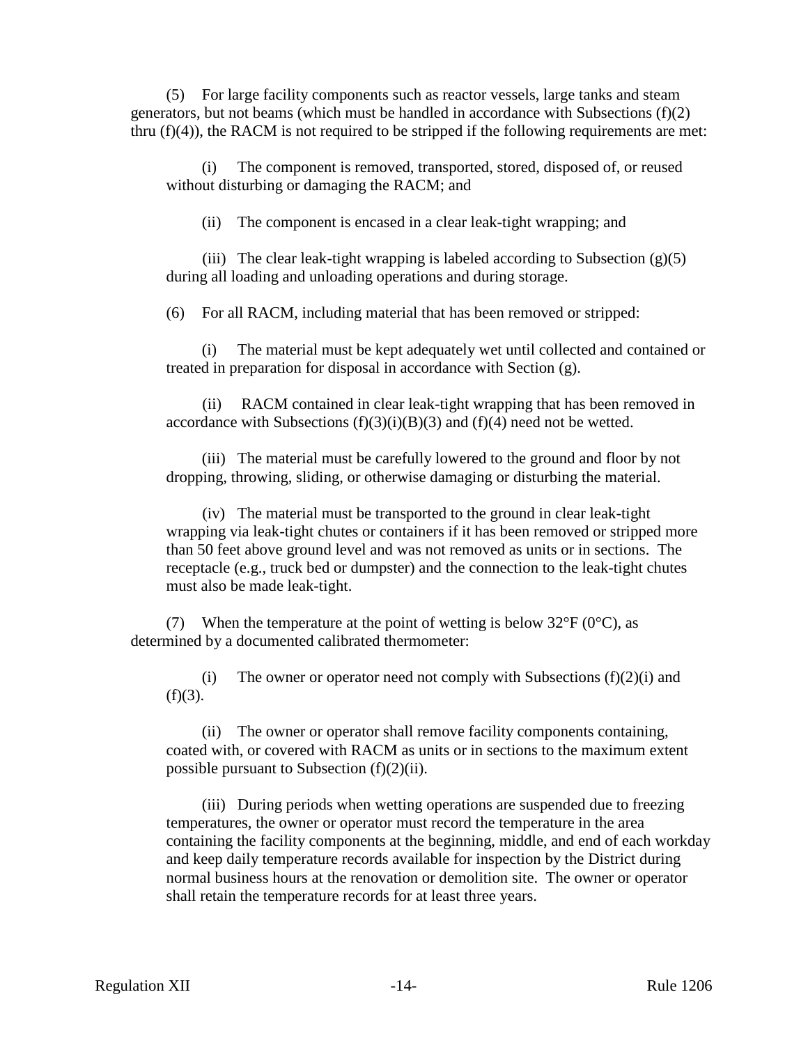(5) For large facility components such as reactor vessels, large tanks and steam generators, but not beams (which must be handled in accordance with Subsections (f)(2) thru (f)(4)), the RACM is not required to be stripped if the following requirements are met:

(i) The component is removed, transported, stored, disposed of, or reused without disturbing or damaging the RACM; and

(ii) The component is encased in a clear leak-tight wrapping; and

(iii) The clear leak-tight wrapping is labeled according to Subsection (g)(5) during all loading and unloading operations and during storage.

(6) For all RACM, including material that has been removed or stripped:

(i) The material must be kept adequately wet until collected and contained or treated in preparation for disposal in accordance with Section (g).

(ii) RACM contained in clear leak-tight wrapping that has been removed in accordance with Subsections (f)(3)(i)(B)(3) and (f)(4) need not be wetted.

(iii) The material must be carefully lowered to the ground and floor by not dropping, throwing, sliding, or otherwise damaging or disturbing the material.

(iv) The material must be transported to the ground in clear leak-tight wrapping via leak-tight chutes or containers if it has been removed or stripped more than 50 feet above ground level and was not removed as units or in sections. The receptacle (e.g., truck bed or dumpster) and the connection to the leak-tight chutes must also be made leak-tight.

(7) When the temperature at the point of wetting is below 32°F (0°C), as determined by a documented calibrated thermometer:

(i) The owner or operator need not comply with Subsections (f)(2)(i) and (f)(3).

(ii) The owner or operator shall remove facility components containing, coated with, or covered with RACM as units or in sections to the maximum extent possible pursuant to Subsection (f)(2)(ii).

(iii) During periods when wetting operations are suspended due to freezing temperatures, the owner or operator must record the temperature in the area containing the facility components at the beginning, middle, and end of each workday and keep daily temperature records available for inspection by the District during normal business hours at the renovation or demolition site. The owner or operator shall retain the temperature records for at least three years.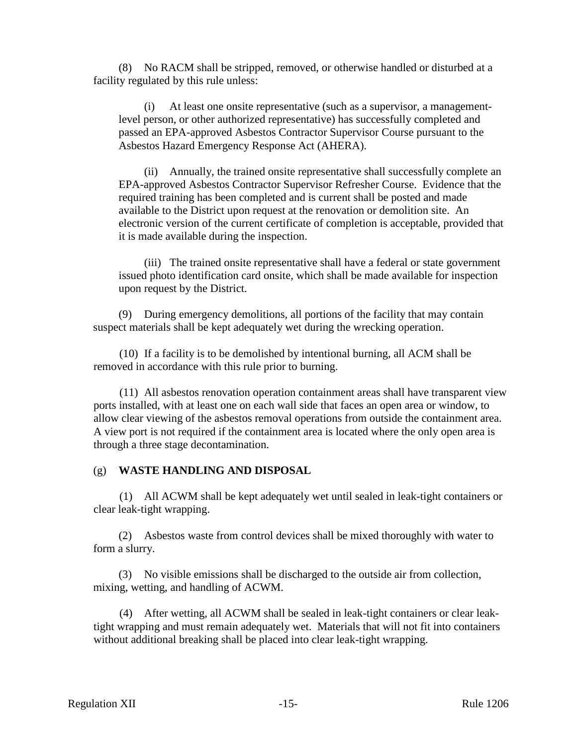(8) No RACM shall be stripped, removed, or otherwise handled or disturbed at a facility regulated by this rule unless:

(i) At least one onsite representative (such as a supervisor, a management-level person, or other authorized representative) has successfully completed and passed an EPA-approved Asbestos Contractor Supervisor Course pursuant to the Asbestos Hazard Emergency Response Act (AHERA).

(ii) Annually, the trained onsite representative shall successfully complete an EPA-approved Asbestos Contractor Supervisor Refresher Course. Evidence that the required training has been completed and is current shall be posted and made available to the District upon request at the renovation or demolition site. An electronic version of the current certificate of completion is acceptable, provided that it is made available during the inspection.

(iii) The trained onsite representative shall have a federal or state government issued photo identification card onsite, which shall be made available for inspection upon request by the District.

(9) During emergency demolitions, all portions of the facility that may contain suspect materials shall be kept adequately wet during the wrecking operation.

(10) If a facility is to be demolished by intentional burning, all ACM shall be removed in accordance with this rule prior to burning.

(11) All asbestos renovation operation containment areas shall have transparent view ports installed, with at least one on each wall side that faces an open area or window, to allow clear viewing of the asbestos removal operations from outside the containment area. A view port is not required if the containment area is located where the only open area is through a three stage decontamination.

## (g) WASTE HANDLING AND DISPOSAL

(1) All ACWM shall be kept adequately wet until sealed in leak-tight containers or clear leak-tight wrapping.

(2) Asbestos waste from control devices shall be mixed thoroughly with water to form a slurry.

(3) No visible emissions shall be discharged to the outside air from collection, mixing, wetting, and handling of ACWM.

(4) After wetting, all ACWM shall be sealed in leak-tight containers or clear leak-tight wrapping and must remain adequately wet. Materials that will not fit into containers without additional breaking shall be placed into clear leak-tight wrapping.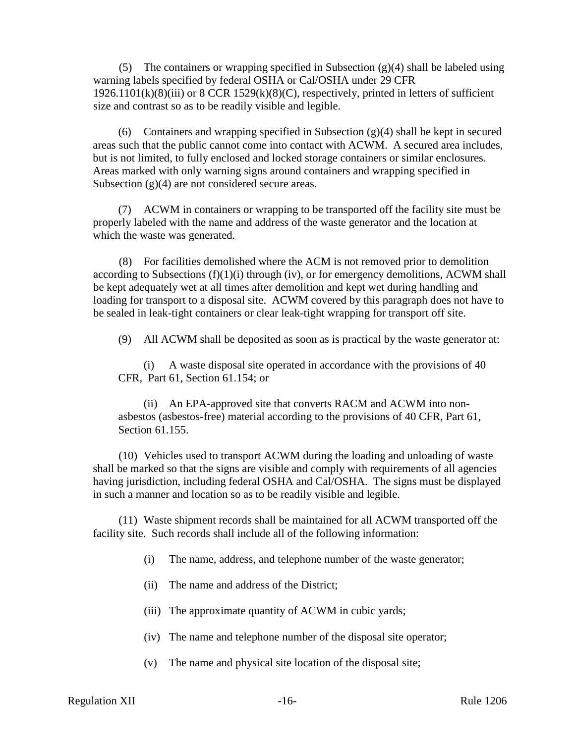(5) The containers or wrapping specified in Subsection (g)(4) shall be labeled using warning labels specified by federal OSHA or Cal/OSHA under 29 CFR 1926.1101(k)(8)(iii) or 8 CCR 1529(k)(8)(C), respectively, printed in letters of sufficient size and contrast so as to be readily visible and legible.

(6) Containers and wrapping specified in Subsection (g)(4) shall be kept in secured areas such that the public cannot come into contact with ACWM. A secured area includes, but is not limited, to fully enclosed and locked storage containers or similar enclosures. Areas marked with only warning signs around containers and wrapping specified in Subsection (g)(4) are not considered secure areas.

(7) ACWM in containers or wrapping to be transported off the facility site must be properly labeled with the name and address of the waste generator and the location at which the waste was generated.

(8) For facilities demolished where the ACM is not removed prior to demolition according to Subsections (f)(1)(i) through (iv), or for emergency demolitions, ACWM shall be kept adequately wet at all times after demolition and kept wet during handling and loading for transport to a disposal site. ACWM covered by this paragraph does not have to be sealed in leak-tight containers or clear leak-tight wrapping for transport off site.

(9) All ACWM shall be deposited as soon as is practical by the waste generator at:

(i) A waste disposal site operated in accordance with the provisions of 40 CFR, Part 61, Section 61.154; or

(ii) An EPA-approved site that converts RACM and ACWM into non-asbestos (asbestos-free) material according to the provisions of 40 CFR, Part 61, Section 61.155.

(10) Vehicles used to transport ACWM during the loading and unloading of waste shall be marked so that the signs are visible and comply with requirements of all agencies having jurisdiction, including federal OSHA and Cal/OSHA. The signs must be displayed in such a manner and location so as to be readily visible and legible.

(11) Waste shipment records shall be maintained for all ACWM transported off the facility site. Such records shall include all of the following information:

(i) The name, address, and telephone number of the waste generator;

(ii) The name and address of the District;

(iii) The approximate quantity of ACWM in cubic yards;

(iv) The name and telephone number of the disposal site operator;

(v) The name and physical site location of the disposal site;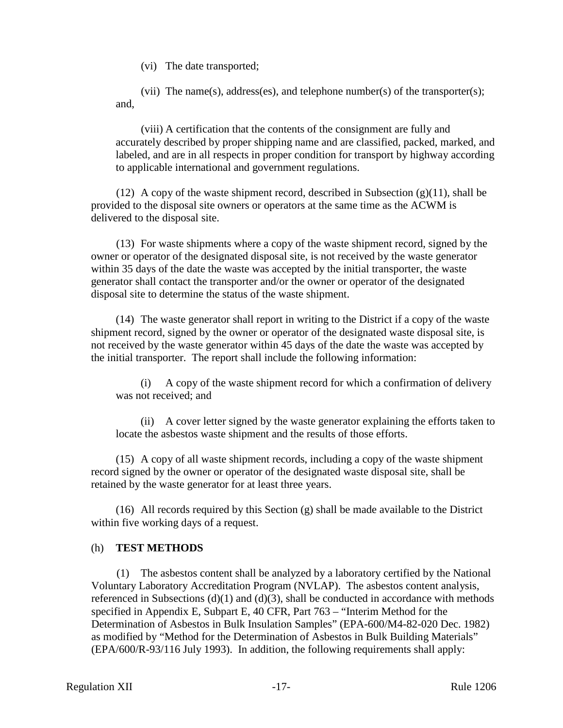(vi) The date transported;

(vii) The name(s), address(es), and telephone number(s) of the transporter(s); and,

(viii) A certification that the contents of the consignment are fully and accurately described by proper shipping name and are classified, packed, marked, and labeled, and are in all respects in proper condition for transport by highway according to applicable international and government regulations.

(12) A copy of the waste shipment record, described in Subsection (g)(11), shall be provided to the disposal site owners or operators at the same time as the ACWM is delivered to the disposal site.

(13) For waste shipments where a copy of the waste shipment record, signed by the owner or operator of the designated disposal site, is not received by the waste generator within 35 days of the date the waste was accepted by the initial transporter, the waste generator shall contact the transporter and/or the owner or operator of the designated disposal site to determine the status of the waste shipment.

(14) The waste generator shall report in writing to the District if a copy of the waste shipment record, signed by the owner or operator of the designated waste disposal site, is not received by the waste generator within 45 days of the date the waste was accepted by the initial transporter. The report shall include the following information:

(i) A copy of the waste shipment record for which a confirmation of delivery was not received; and

(ii) A cover letter signed by the waste generator explaining the efforts taken to locate the asbestos waste shipment and the results of those efforts.

(15) A copy of all waste shipment records, including a copy of the waste shipment record signed by the owner or operator of the designated waste disposal site, shall be retained by the waste generator for at least three years.

(16) All records required by this Section (g) shall be made available to the District within five working days of a request.

(h) **TEST METHODS**

(1) The asbestos content shall be analyzed by a laboratory certified by the National Voluntary Laboratory Accreditation Program (NVLAP). The asbestos content analysis, referenced in Subsections (d)(1) and (d)(3), shall be conducted in accordance with methods specified in Appendix E, Subpart E, 40 CFR, Part 763 – "Interim Method for the Determination of Asbestos in Bulk Insulation Samples" (EPA-600/M4-82-020 Dec. 1982) as modified by "Method for the Determination of Asbestos in Bulk Building Materials" (EPA/600/R-93/116 July 1993). In addition, the following requirements shall apply: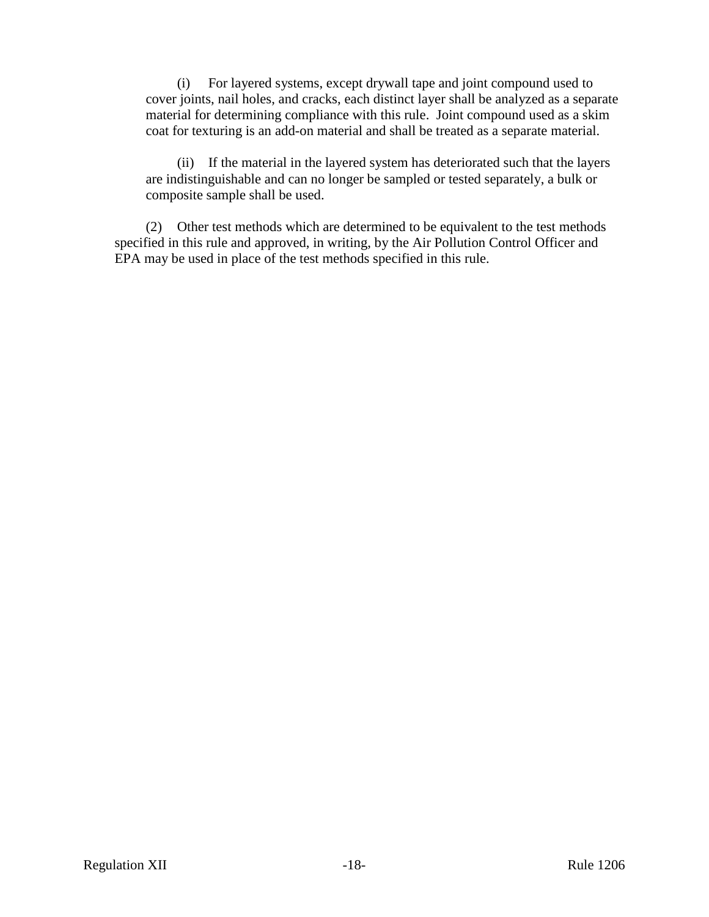(i) For layered systems, except drywall tape and joint compound used to cover joints, nail holes, and cracks, each distinct layer shall be analyzed as a separate material for determining compliance with this rule. Joint compound used as a skim coat for texturing is an add-on material and shall be treated as a separate material.

(ii) If the material in the layered system has deteriorated such that the layers are indistinguishable and can no longer be sampled or tested separately, a bulk or composite sample shall be used.

(2) Other test methods which are determined to be equivalent to the test methods specified in this rule and approved, in writing, by the Air Pollution Control Officer and EPA may be used in place of the test methods specified in this rule.